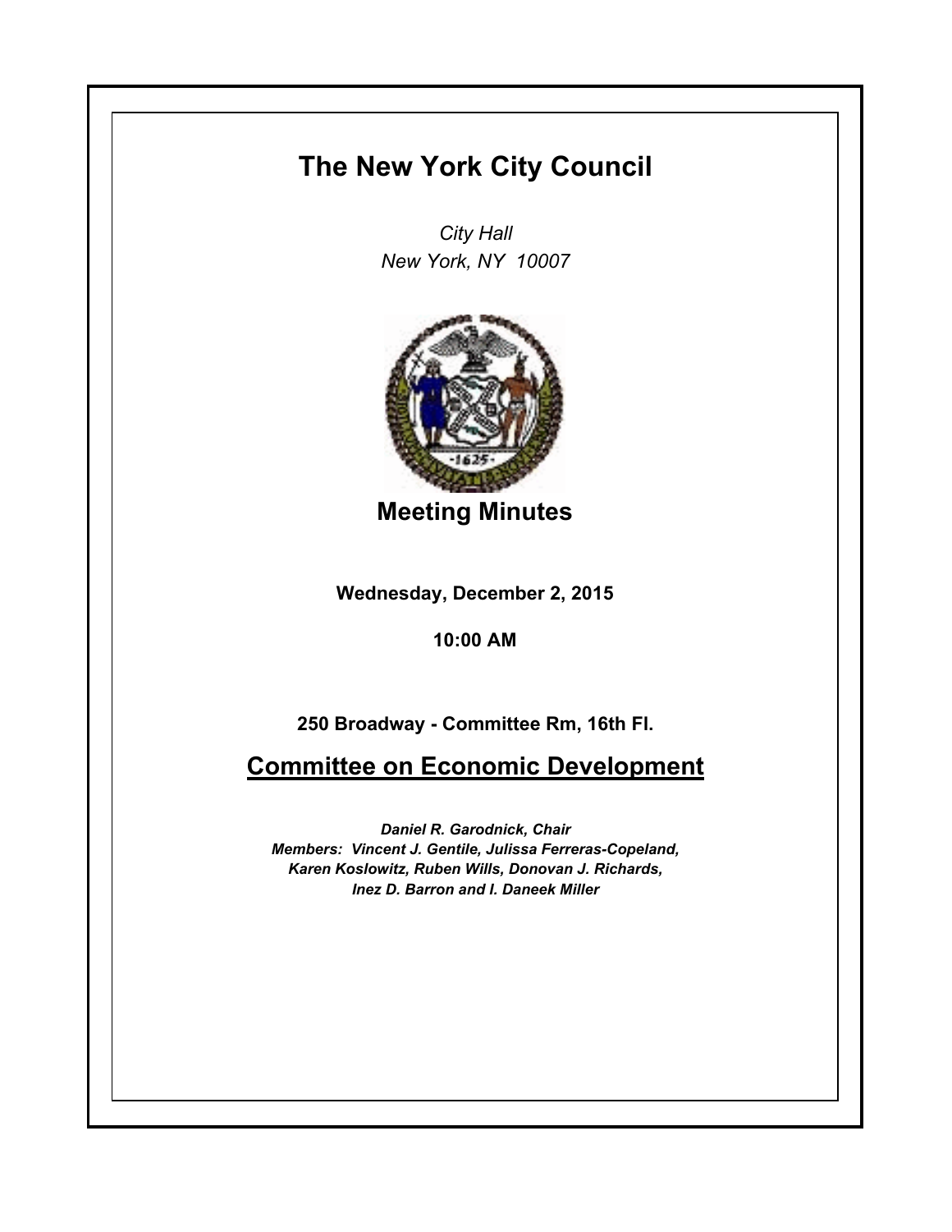# The New York City Council

*City Hall*
*New York, NY 10007*

## Meeting Minutes

**Wednesday, December 2, 2015**

**10:00 AM**

**250 Broadway - Committee Rm, 16th Fl.**

## Committee on Economic Development

***Daniel R. Garodnick, Chair***
***Members: Vincent J. Gentile, Julissa Ferreras-Copeland, Karen Koslowitz, Ruben Wills, Donovan J. Richards, Inez D. Barron and I. Daneek Miller***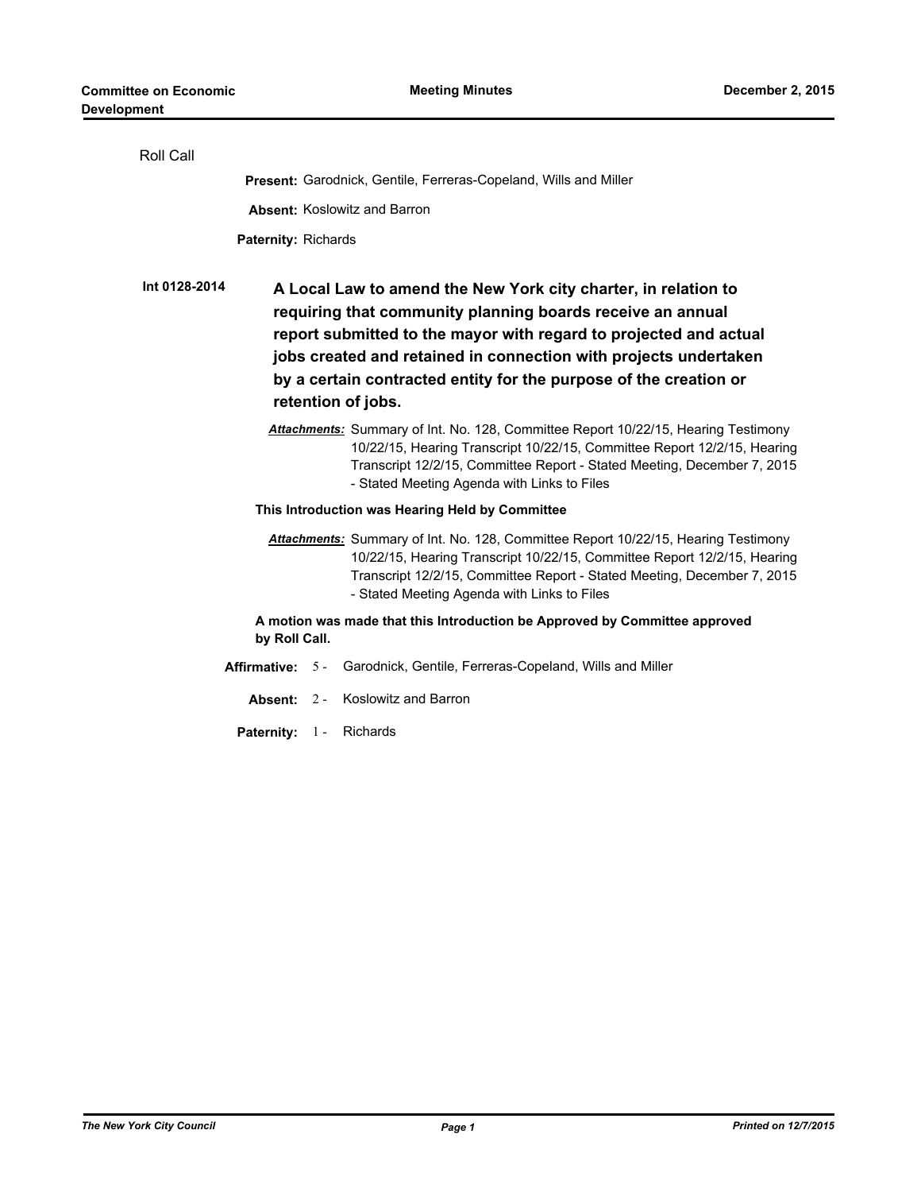Roll Call

**Present:** Garodnick, Gentile, Ferreras-Copeland, Wills and Miller

**Absent:** Koslowitz and Barron

**Paternity:** Richards

**Int 0128-2014**

**A Local Law to amend the New York city charter, in relation to requiring that community planning boards receive an annual report submitted to the mayor with regard to projected and actual jobs created and retained in connection with projects undertaken by a certain contracted entity for the purpose of the creation or retention of jobs.**

***Attachments:*** Summary of Int. No. 128, Committee Report 10/22/15, Hearing Testimony 10/22/15, Hearing Transcript 10/22/15, Committee Report 12/2/15, Hearing Transcript 12/2/15, Committee Report - Stated Meeting, December 7, 2015 - Stated Meeting Agenda with Links to Files

**This Introduction was Hearing Held by Committee**

***Attachments:*** Summary of Int. No. 128, Committee Report 10/22/15, Hearing Testimony 10/22/15, Hearing Transcript 10/22/15, Committee Report 12/2/15, Hearing Transcript 12/2/15, Committee Report - Stated Meeting, December 7, 2015 - Stated Meeting Agenda with Links to Files

**A motion was made that this Introduction be Approved by Committee approved by Roll Call.**

**Affirmative:** 5 - Garodnick, Gentile, Ferreras-Copeland, Wills and Miller

**Absent:** 2 - Koslowitz and Barron

**Paternity:** 1 - Richards